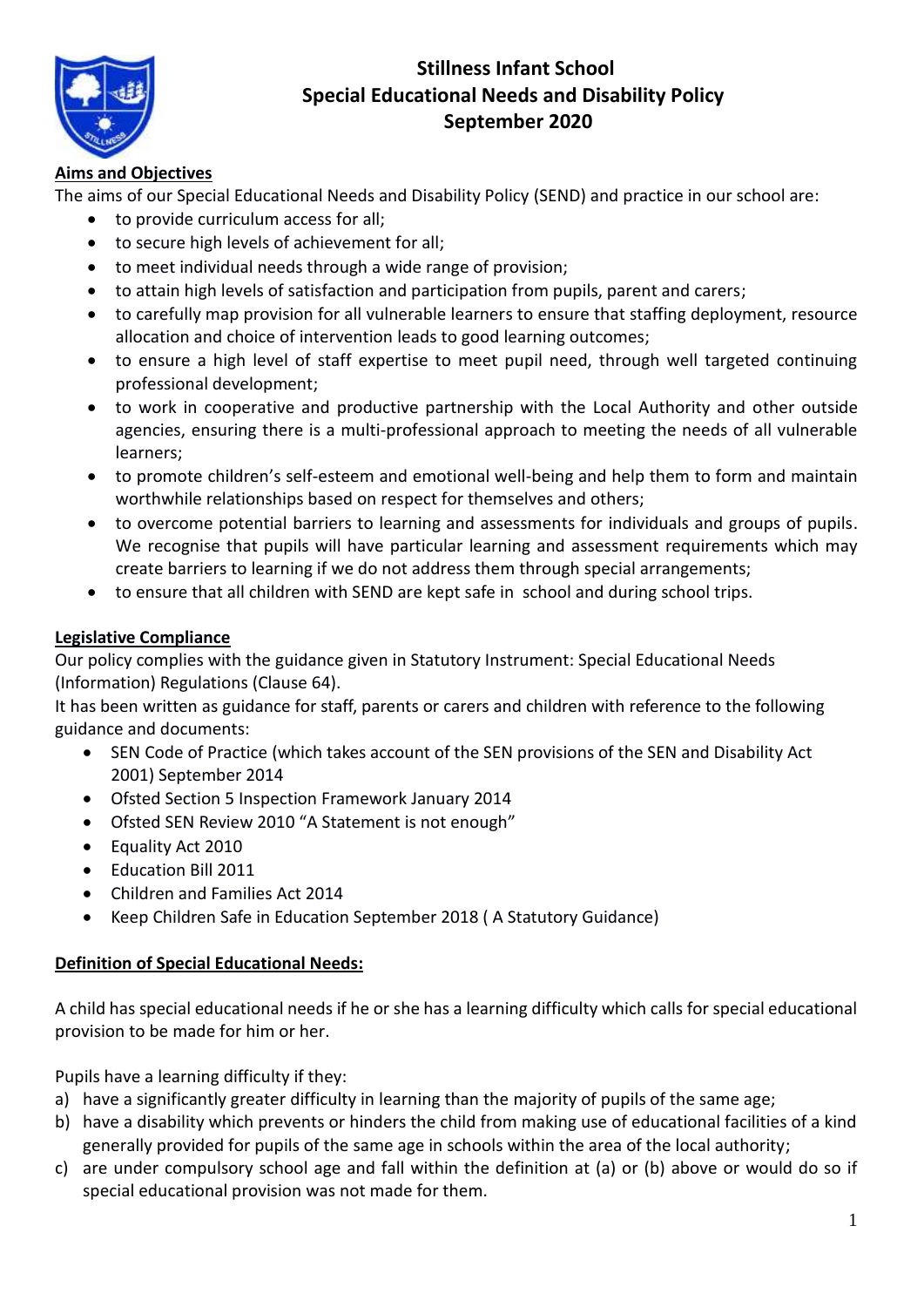# Stillness Infant School
# Special Educational Needs and Disability Policy
# September 2020

## Aims and Objectives

The aims of our Special Educational Needs and Disability Policy (SEND) and practice in our school are:

- to provide curriculum access for all;
- to secure high levels of achievement for all;
- to meet individual needs through a wide range of provision;
- to attain high levels of satisfaction and participation from pupils, parent and carers;
- to carefully map provision for all vulnerable learners to ensure that staffing deployment, resource allocation and choice of intervention leads to good learning outcomes;
- to ensure a high level of staff expertise to meet pupil need, through well targeted continuing professional development;
- to work in cooperative and productive partnership with the Local Authority and other outside agencies, ensuring there is a multi-professional approach to meeting the needs of all vulnerable learners;
- to promote children's self-esteem and emotional well-being and help them to form and maintain worthwhile relationships based on respect for themselves and others;
- to overcome potential barriers to learning and assessments for individuals and groups of pupils. We recognise that pupils will have particular learning and assessment requirements which may create barriers to learning if we do not address them through special arrangements;
- to ensure that all children with SEND are kept safe in school and during school trips.

## Legislative Compliance

Our policy complies with the guidance given in Statutory Instrument: Special Educational Needs (Information) Regulations (Clause 64).

It has been written as guidance for staff, parents or carers and children with reference to the following guidance and documents:

- SEN Code of Practice (which takes account of the SEN provisions of the SEN and Disability Act 2001) September 2014
- Ofsted Section 5 Inspection Framework January 2014
- Ofsted SEN Review 2010 "A Statement is not enough"
- Equality Act 2010
- Education Bill 2011
- Children and Families Act 2014
- Keep Children Safe in Education September 2018 ( A Statutory Guidance)

## Definition of Special Educational Needs:

A child has special educational needs if he or she has a learning difficulty which calls for special educational provision to be made for him or her.

Pupils have a learning difficulty if they:

a) have a significantly greater difficulty in learning than the majority of pupils of the same age;
b) have a disability which prevents or hinders the child from making use of educational facilities of a kind generally provided for pupils of the same age in schools within the area of the local authority;
c) are under compulsory school age and fall within the definition at (a) or (b) above or would do so if special educational provision was not made for them.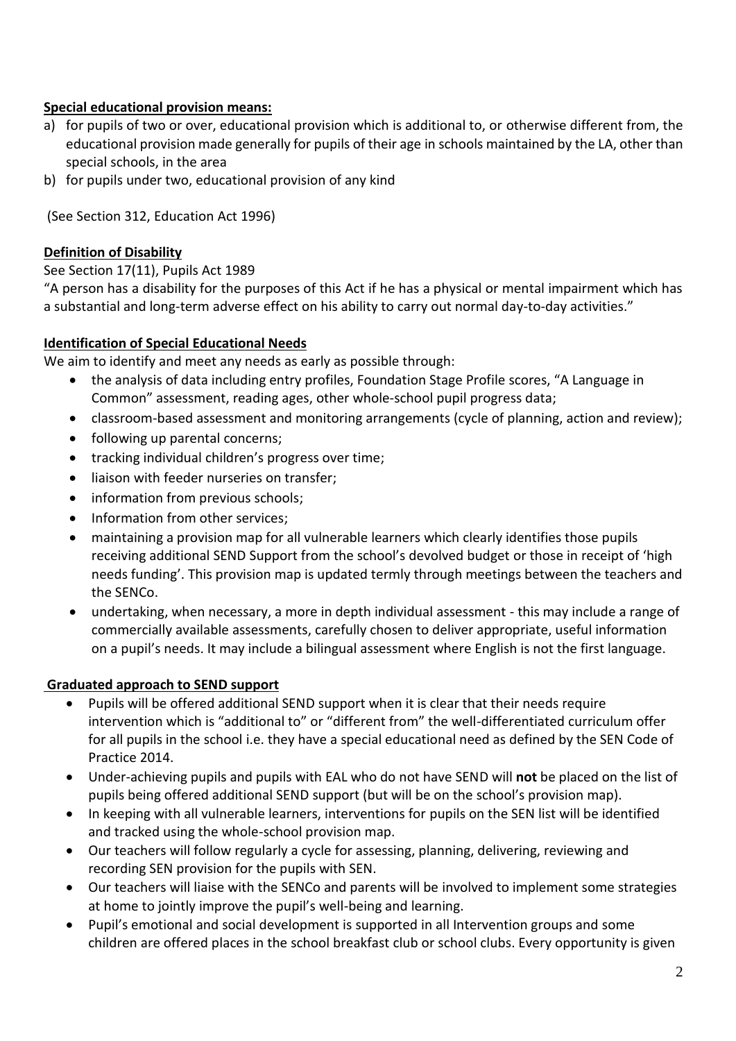**Special educational provision means:**

a) for pupils of two or over, educational provision which is additional to, or otherwise different from, the educational provision made generally for pupils of their age in schools maintained by the LA, other than special schools, in the area
b) for pupils under two, educational provision of any kind

(See Section 312, Education Act 1996)

**Definition of Disability**

See Section 17(11), Pupils Act 1989

"A person has a disability for the purposes of this Act if he has a physical or mental impairment which has a substantial and long-term adverse effect on his ability to carry out normal day-to-day activities."

**Identification of Special Educational Needs**

We aim to identify and meet any needs as early as possible through:

- the analysis of data including entry profiles, Foundation Stage Profile scores, "A Language in Common" assessment, reading ages, other whole-school pupil progress data;
- classroom-based assessment and monitoring arrangements (cycle of planning, action and review);
- following up parental concerns;
- tracking individual children's progress over time;
- liaison with feeder nurseries on transfer;
- information from previous schools;
- Information from other services;
- maintaining a provision map for all vulnerable learners which clearly identifies those pupils receiving additional SEND Support from the school's devolved budget or those in receipt of 'high needs funding'. This provision map is updated termly through meetings between the teachers and the SENCo.
- undertaking, when necessary, a more in depth individual assessment - this may include a range of commercially available assessments, carefully chosen to deliver appropriate, useful information on a pupil's needs. It may include a bilingual assessment where English is not the first language.

**Graduated approach to SEND support**

- Pupils will be offered additional SEND support when it is clear that their needs require intervention which is "additional to" or "different from" the well-differentiated curriculum offer for all pupils in the school i.e. they have a special educational need as defined by the SEN Code of Practice 2014.
- Under-achieving pupils and pupils with EAL who do not have SEND will **not** be placed on the list of pupils being offered additional SEND support (but will be on the school's provision map).
- In keeping with all vulnerable learners, interventions for pupils on the SEN list will be identified and tracked using the whole-school provision map.
- Our teachers will follow regularly a cycle for assessing, planning, delivering, reviewing and recording SEN provision for the pupils with SEN.
- Our teachers will liaise with the SENCo and parents will be involved to implement some strategies at home to jointly improve the pupil's well-being and learning.
- Pupil's emotional and social development is supported in all Intervention groups and some children are offered places in the school breakfast club or school clubs. Every opportunity is given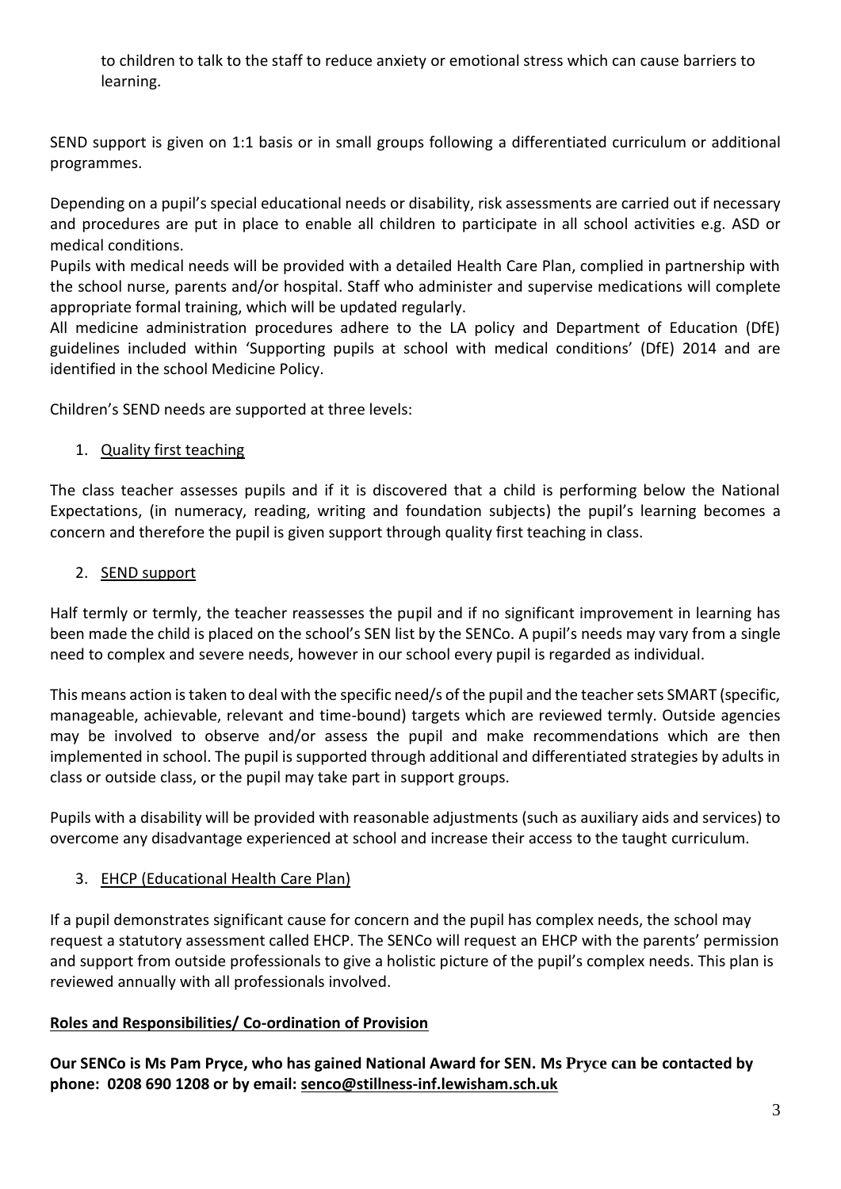to children to talk to the staff to reduce anxiety or emotional stress which can cause barriers to learning.

SEND support is given on 1:1 basis or in small groups following a differentiated curriculum or additional programmes.

Depending on a pupil's special educational needs or disability, risk assessments are carried out if necessary and procedures are put in place to enable all children to participate in all school activities e.g. ASD or medical conditions.
Pupils with medical needs will be provided with a detailed Health Care Plan, complied in partnership with the school nurse, parents and/or hospital. Staff who administer and supervise medications will complete appropriate formal training, which will be updated regularly.
All medicine administration procedures adhere to the LA policy and Department of Education (DfE) guidelines included within 'Supporting pupils at school with medical conditions' (DfE) 2014 and are identified in the school Medicine Policy.

Children's SEND needs are supported at three levels:

1. <u>Quality first teaching</u>

The class teacher assesses pupils and if it is discovered that a child is performing below the National Expectations, (in numeracy, reading, writing and foundation subjects) the pupil's learning becomes a concern and therefore the pupil is given support through quality first teaching in class.

2. <u>SEND support</u>

Half termly or termly, the teacher reassesses the pupil and if no significant improvement in learning has been made the child is placed on the school's SEN list by the SENCo. A pupil's needs may vary from a single need to complex and severe needs, however in our school every pupil is regarded as individual.

This means action is taken to deal with the specific need/s of the pupil and the teacher sets SMART (specific, manageable, achievable, relevant and time-bound) targets which are reviewed termly. Outside agencies may be involved to observe and/or assess the pupil and make recommendations which are then implemented in school. The pupil is supported through additional and differentiated strategies by adults in class or outside class, or the pupil may take part in support groups.

Pupils with a disability will be provided with reasonable adjustments (such as auxiliary aids and services) to overcome any disadvantage experienced at school and increase their access to the taught curriculum.

3. <u>EHCP (Educational Health Care Plan)</u>

If a pupil demonstrates significant cause for concern and the pupil has complex needs, the school may request a statutory assessment called EHCP. The SENCo will request an EHCP with the parents' permission and support from outside professionals to give a holistic picture of the pupil's complex needs. This plan is reviewed annually with all professionals involved.

**<u>Roles and Responsibilities/ Co-ordination of Provision</u>**

**Our SENCo is Ms Pam Pryce, who has gained National Award for SEN. Ms Pryce can be contacted by phone: 0208 690 1208 or by email: <u>senco@stillness-inf.lewisham.sch.uk</u>**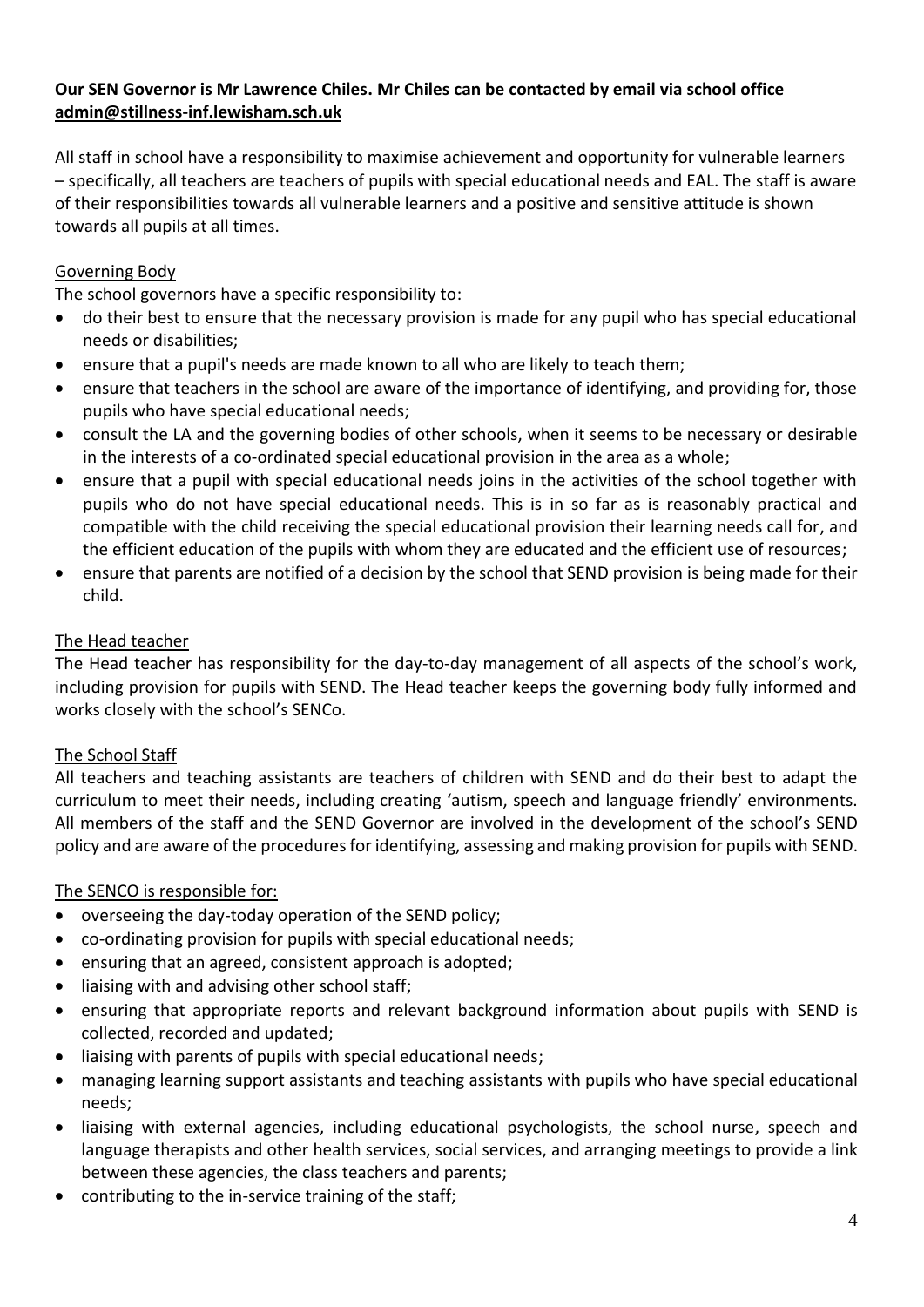**Our SEN Governor is Mr Lawrence Chiles. Mr Chiles can be contacted by email via school office admin@stillness-inf.lewisham.sch.uk**

All staff in school have a responsibility to maximise achievement and opportunity for vulnerable learners – specifically, all teachers are teachers of pupils with special educational needs and EAL. The staff is aware of their responsibilities towards all vulnerable learners and a positive and sensitive attitude is shown towards all pupils at all times.

### Governing Body

The school governors have a specific responsibility to:

- do their best to ensure that the necessary provision is made for any pupil who has special educational needs or disabilities;
- ensure that a pupil's needs are made known to all who are likely to teach them;
- ensure that teachers in the school are aware of the importance of identifying, and providing for, those pupils who have special educational needs;
- consult the LA and the governing bodies of other schools, when it seems to be necessary or desirable in the interests of a co-ordinated special educational provision in the area as a whole;
- ensure that a pupil with special educational needs joins in the activities of the school together with pupils who do not have special educational needs. This is in so far as is reasonably practical and compatible with the child receiving the special educational provision their learning needs call for, and the efficient education of the pupils with whom they are educated and the efficient use of resources;
- ensure that parents are notified of a decision by the school that SEND provision is being made for their child.

### The Head teacher

The Head teacher has responsibility for the day-to-day management of all aspects of the school's work, including provision for pupils with SEND. The Head teacher keeps the governing body fully informed and works closely with the school's SENCo.

### The School Staff

All teachers and teaching assistants are teachers of children with SEND and do their best to adapt the curriculum to meet their needs, including creating 'autism, speech and language friendly' environments. All members of the staff and the SEND Governor are involved in the development of the school's SEND policy and are aware of the procedures for identifying, assessing and making provision for pupils with SEND.

### The SENCO is responsible for:

- overseeing the day-today operation of the SEND policy;
- co-ordinating provision for pupils with special educational needs;
- ensuring that an agreed, consistent approach is adopted;
- liaising with and advising other school staff;
- ensuring that appropriate reports and relevant background information about pupils with SEND is collected, recorded and updated;
- liaising with parents of pupils with special educational needs;
- managing learning support assistants and teaching assistants with pupils who have special educational needs;
- liaising with external agencies, including educational psychologists, the school nurse, speech and language therapists and other health services, social services, and arranging meetings to provide a link between these agencies, the class teachers and parents;
- contributing to the in-service training of the staff;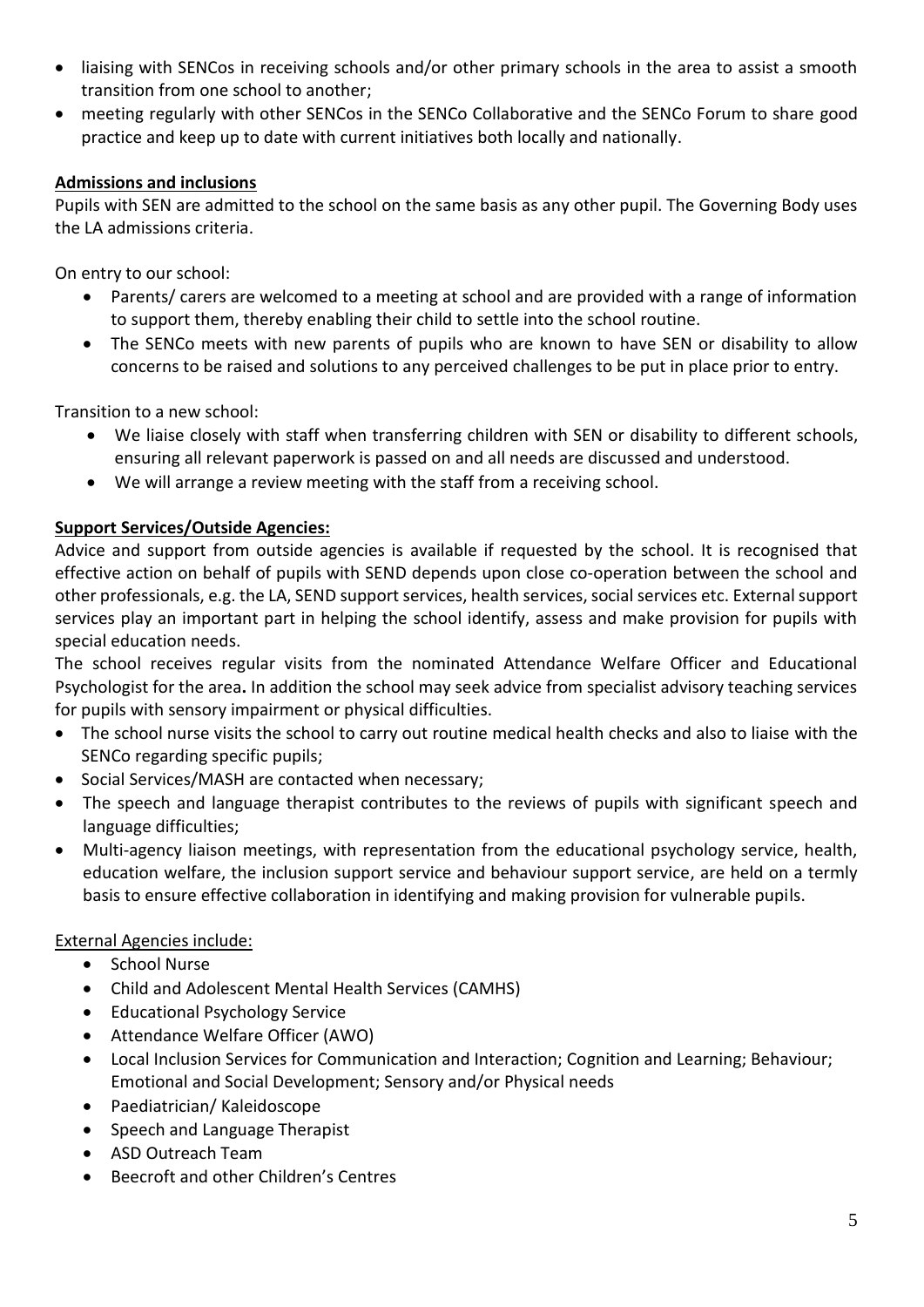- liaising with SENCos in receiving schools and/or other primary schools in the area to assist a smooth transition from one school to another;
- meeting regularly with other SENCos in the SENCo Collaborative and the SENCo Forum to share good practice and keep up to date with current initiatives both locally and nationally.

**Admissions and inclusions**

Pupils with SEN are admitted to the school on the same basis as any other pupil. The Governing Body uses the LA admissions criteria.

On entry to our school:

- Parents/ carers are welcomed to a meeting at school and are provided with a range of information to support them, thereby enabling their child to settle into the school routine.
- The SENCo meets with new parents of pupils who are known to have SEN or disability to allow concerns to be raised and solutions to any perceived challenges to be put in place prior to entry.

Transition to a new school:

- We liaise closely with staff when transferring children with SEN or disability to different schools, ensuring all relevant paperwork is passed on and all needs are discussed and understood.
- We will arrange a review meeting with the staff from a receiving school.

**Support Services/Outside Agencies:**

Advice and support from outside agencies is available if requested by the school. It is recognised that effective action on behalf of pupils with SEND depends upon close co-operation between the school and other professionals, e.g. the LA, SEND support services, health services, social services etc. External support services play an important part in helping the school identify, assess and make provision for pupils with special education needs.

The school receives regular visits from the nominated Attendance Welfare Officer and Educational Psychologist for the area**.** In addition the school may seek advice from specialist advisory teaching services for pupils with sensory impairment or physical difficulties.

- The school nurse visits the school to carry out routine medical health checks and also to liaise with the SENCo regarding specific pupils;
- Social Services/MASH are contacted when necessary;
- The speech and language therapist contributes to the reviews of pupils with significant speech and language difficulties;
- Multi-agency liaison meetings, with representation from the educational psychology service, health, education welfare, the inclusion support service and behaviour support service, are held on a termly basis to ensure effective collaboration in identifying and making provision for vulnerable pupils.

External Agencies include:

- School Nurse
- Child and Adolescent Mental Health Services (CAMHS)
- Educational Psychology Service
- Attendance Welfare Officer (AWO)
- Local Inclusion Services for Communication and Interaction; Cognition and Learning; Behaviour; Emotional and Social Development; Sensory and/or Physical needs
- Paediatrician/ Kaleidoscope
- Speech and Language Therapist
- ASD Outreach Team
- Beecroft and other Children's Centres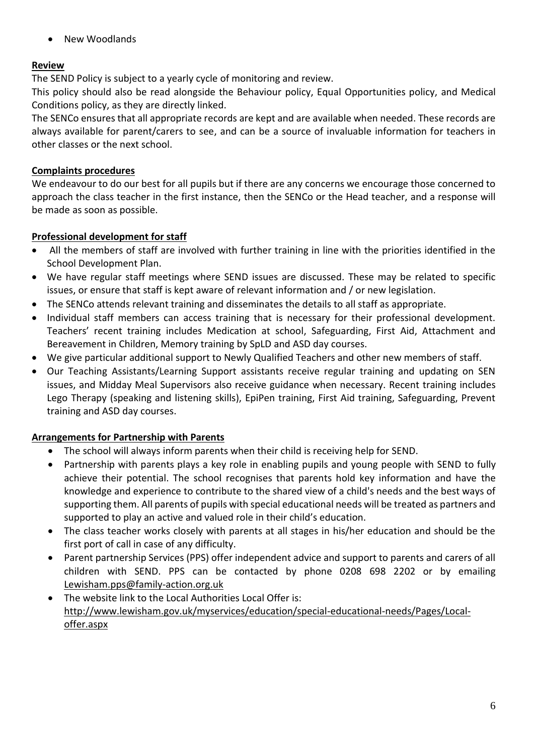- New Woodlands

**Review**

The SEND Policy is subject to a yearly cycle of monitoring and review.

This policy should also be read alongside the Behaviour policy, Equal Opportunities policy, and Medical Conditions policy, as they are directly linked.

The SENCo ensures that all appropriate records are kept and are available when needed. These records are always available for parent/carers to see, and can be a source of invaluable information for teachers in other classes or the next school.

**Complaints procedures**

We endeavour to do our best for all pupils but if there are any concerns we encourage those concerned to approach the class teacher in the first instance, then the SENCo or the Head teacher, and a response will be made as soon as possible.

**Professional development for staff**

- All the members of staff are involved with further training in line with the priorities identified in the School Development Plan.
- We have regular staff meetings where SEND issues are discussed. These may be related to specific issues, or ensure that staff is kept aware of relevant information and / or new legislation.
- The SENCo attends relevant training and disseminates the details to all staff as appropriate.
- Individual staff members can access training that is necessary for their professional development. Teachers' recent training includes Medication at school, Safeguarding, First Aid, Attachment and Bereavement in Children, Memory training by SpLD and ASD day courses.
- We give particular additional support to Newly Qualified Teachers and other new members of staff.
- Our Teaching Assistants/Learning Support assistants receive regular training and updating on SEN issues, and Midday Meal Supervisors also receive guidance when necessary. Recent training includes Lego Therapy (speaking and listening skills), EpiPen training, First Aid training, Safeguarding, Prevent training and ASD day courses.

**Arrangements for Partnership with Parents**

- The school will always inform parents when their child is receiving help for SEND.
- Partnership with parents plays a key role in enabling pupils and young people with SEND to fully achieve their potential. The school recognises that parents hold key information and have the knowledge and experience to contribute to the shared view of a child's needs and the best ways of supporting them. All parents of pupils with special educational needs will be treated as partners and supported to play an active and valued role in their child's education.
- The class teacher works closely with parents at all stages in his/her education and should be the first port of call in case of any difficulty.
- Parent partnership Services (PPS) offer independent advice and support to parents and carers of all children with SEND. PPS can be contacted by phone 0208 698 2202 or by emailing Lewisham.pps@family-action.org.uk
- The website link to the Local Authorities Local Offer is: http://www.lewisham.gov.uk/myservices/education/special-educational-needs/Pages/Local-offer.aspx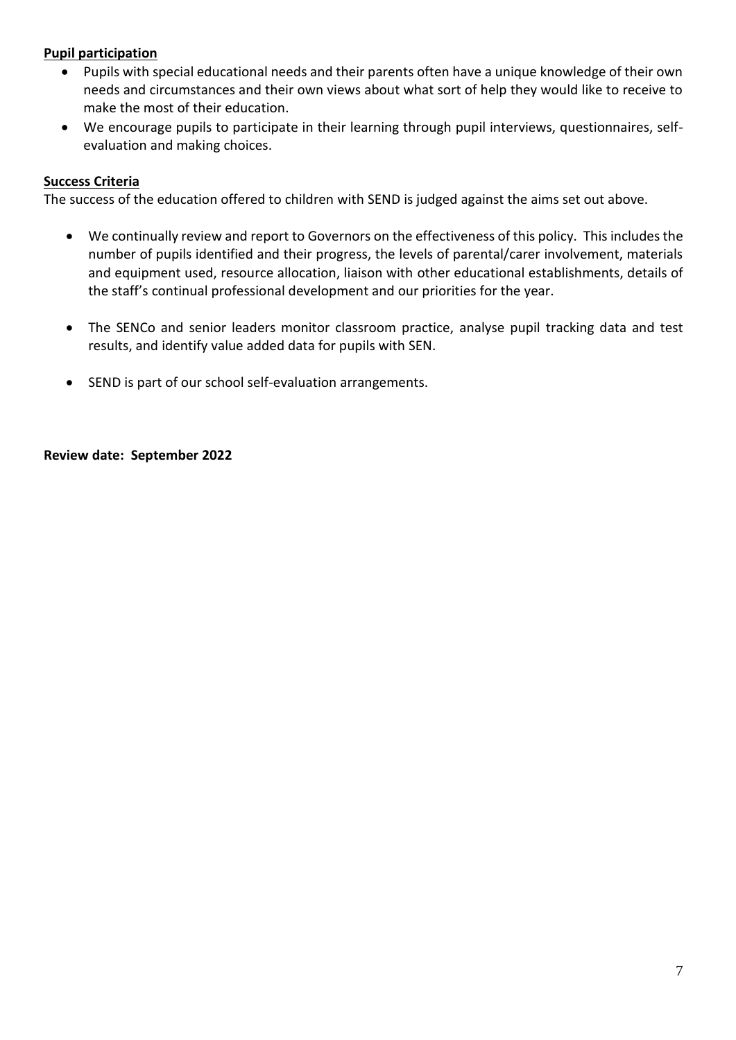**Pupil participation**

- Pupils with special educational needs and their parents often have a unique knowledge of their own needs and circumstances and their own views about what sort of help they would like to receive to make the most of their education.
- We encourage pupils to participate in their learning through pupil interviews, questionnaires, self-evaluation and making choices.

**Success Criteria**

The success of the education offered to children with SEND is judged against the aims set out above.

- We continually review and report to Governors on the effectiveness of this policy. This includes the number of pupils identified and their progress, the levels of parental/carer involvement, materials and equipment used, resource allocation, liaison with other educational establishments, details of the staff's continual professional development and our priorities for the year.
- The SENCo and senior leaders monitor classroom practice, analyse pupil tracking data and test results, and identify value added data for pupils with SEN.
- SEND is part of our school self-evaluation arrangements.

**Review date: September 2022**